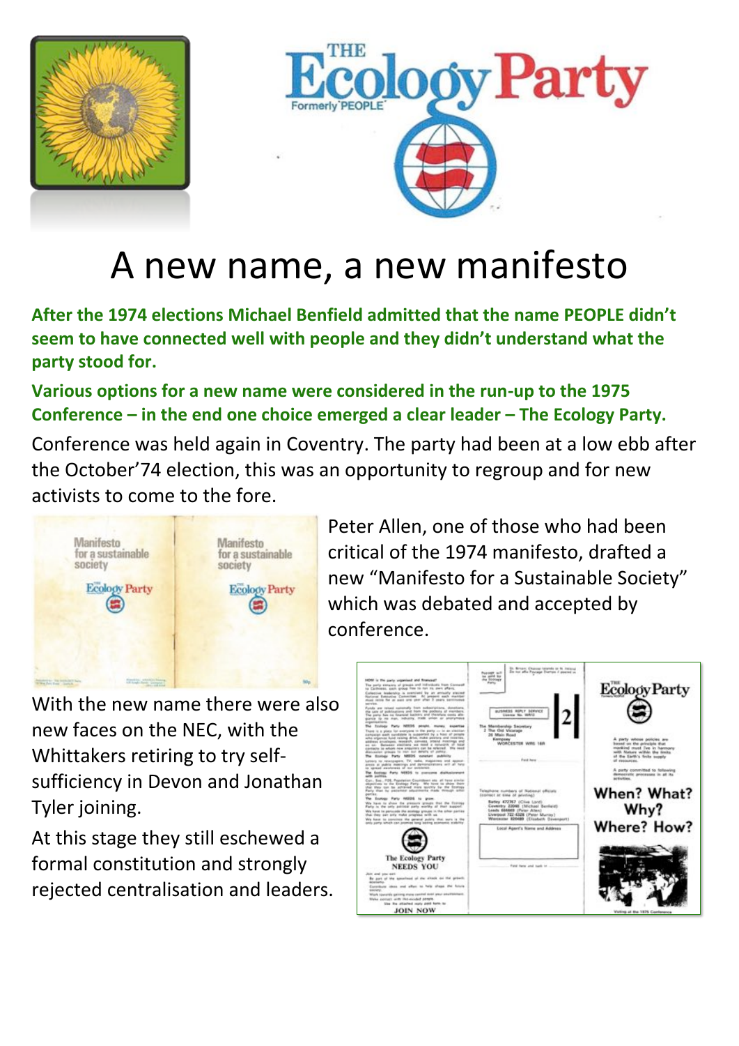# A new name, a new manifesto

**After the 1974 elections Michael Benfield admitted that the name PEOPLE didn't seem to have connected well with people and they didn't understand what the party stood for.**

**Various options for a new name were considered in the run-up to the 1975 Conference – in the end one choice emerged a clear leader – The Ecology Party.**

Conference was held again in Coventry. The party had been at a low ebb after the October'74 election, this was an opportunity to regroup and for new activists to come to the fore.

Peter Allen, one of those who had been critical of the 1974 manifesto, drafted a new "Manifesto for a Sustainable Society" which was debated and accepted by conference.

With the new name there were also new faces on the NEC, with the Whittakers retiring to try self-sufficiency in Devon and Jonathan Tyler joining.

At this stage they still eschewed a formal constitution and strongly rejected centralisation and leaders.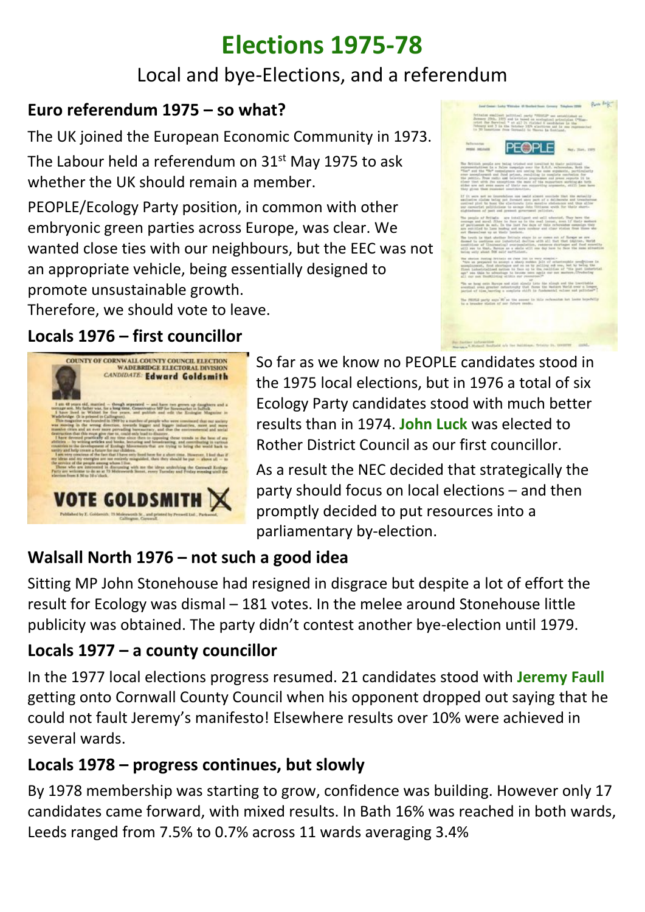# Elections 1975-78

Local and bye-Elections, and a referendum

## Euro referendum 1975 – so what?

The UK joined the European Economic Community in 1973.

The Labour held a referendum on 31st May 1975 to ask whether the UK should remain a member.

PEOPLE/Ecology Party position, in common with other embryonic green parties across Europe, was clear. We wanted close ties with our neighbours, but the EEC was not an appropriate vehicle, being essentially designed to promote unsustainable growth.
Therefore, we should vote to leave.

## Locals 1976 – first councillor

So far as we know no PEOPLE candidates stood in the 1975 local elections, but in 1976 a total of six Ecology Party candidates stood with much better results than in 1974. **John Luck** was elected to Rother District Council as our first councillor.

As a result the NEC decided that strategically the party should focus on local elections – and then promptly decided to put resources into a parliamentary by-election.

## Walsall North 1976 – not such a good idea

Sitting MP John Stonehouse had resigned in disgrace but despite a lot of effort the result for Ecology was dismal – 181 votes. In the melee around Stonehouse little publicity was obtained. The party didn't contest another bye-election until 1979.

## Locals 1977 – a county councillor

In the 1977 local elections progress resumed. 21 candidates stood with **Jeremy Faull** getting onto Cornwall County Council when his opponent dropped out saying that he could not fault Jeremy's manifesto! Elsewhere results over 10% were achieved in several wards.

## Locals 1978 – progress continues, but slowly

By 1978 membership was starting to grow, confidence was building. However only 17 candidates came forward, with mixed results. In Bath 16% was reached in both wards, Leeds ranged from 7.5% to 0.7% across 11 wards averaging 3.4%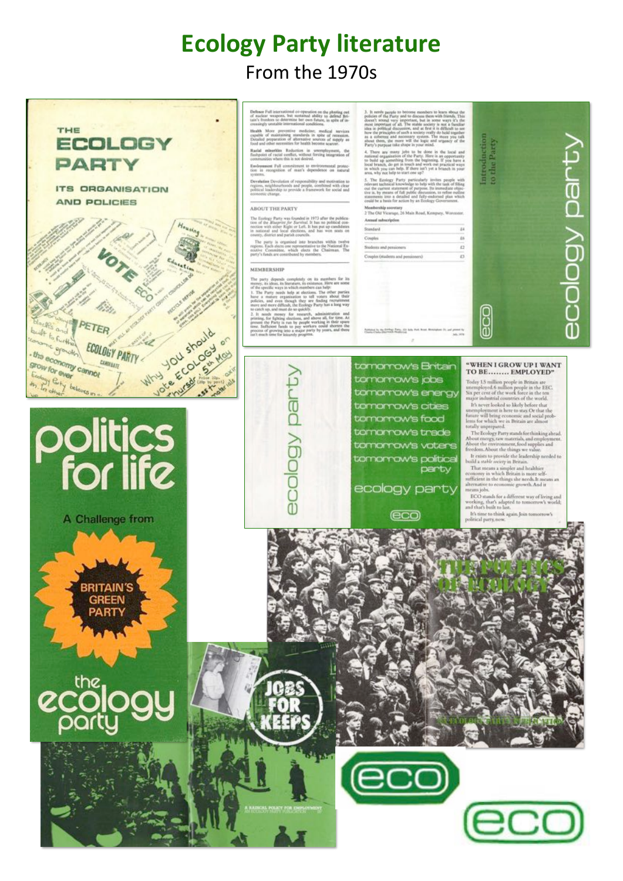# Ecology Party literature

From the 1970s

THE ECOLOGY PARTY

ITS ORGANISATION AND POLICIES

VOTE ECO

PETER

ECOLOGY PARTY CANDIDATE

Why you should vote ECOLOGY on Thursday 5th May

---

**Defence** Full international co-operation on the phasing out of nuclear weapons, but sustained ability to defend Britain's freedom to determine her own future, in spite of increasingly unstable international conditions.

**Health** More preventive medicine; medical services capable of maintaining standards in spite of recession. Detailed preparation of alternative sources of supply as food and other necessities for health become scarcer.

**Racial minorities** Reduction in unemployment, the flashpoint of racial conflict, without forcing integration of communities where this is not desired.

**Environment** Full commitment to environmental protection in recognition of man's dependence on natural systems.

**Devolution** Devolution of responsibility and motivation to regions, neighbourhoods and people, combined with clear political leadership to provide a framework for social and economic change.

ABOUT THE PARTY

The Ecology Party was founded in 1973 after the publication of the *Blueprint for Survival*. It has no political connection with either Right or Left. It has put up candidates in national and local elections, and has won seats on county, district and parish councils.

The party is organised into branches within twelve regions. Each elects one representative to the National Executive Committee, which elects the Chairman. The party's funds are contributed by members.

MEMBERSHIP

The party depends completely on its members for its money, its ideas, its literature, its existence. Here are some of the specific ways in which members can help:

1. The Party needs help at elections. The other parties have a mature organisation to tell voters about their policies, and even though they are finding recruitment more and more difficult, the Ecology Party has a long way to catch up, and must do so quickly.

2. It needs money for research, administration and printing, for fighting elections, and above all, for time. At present the Party is run by people working in their spare time. Sufficient funds to pay workers could shorten the process of growing into a major party by years, and there isn't much time for leisurely progress.

3. It needs people to become members to learn about the policies of the Party and to discuss them with friends. This doesn't sound very important, but in some ways it's the most important of all. The stable society is not a familiar idea in political discussion, and at first it is difficult to see how the principles of such a society really do hold together as a coherent and necessary system. The more you talk about them, the more will the logic and urgency of the Party's purpose take shape in your mind.

4. There are many jobs to be done in the local and national organisation of the Party. Here is an opportunity to build up something from the beginning. If you have a local branch, do get in touch and work out practical ways in which you can help. If there isn't yet a branch in your area, why not help to start one up?

5. The Ecology Party particularly invites people with relevant technical knowledge to help with the task of filling out the current statement of purpose. Its immediate objective is, by means of full public discussion, to refine outline statements into a detailed and fully-endorsed plan which could be a basis for action by an Ecology Government.

**Membership secretary**

2 The Old Vicarage, 26 Main Road, Kempsey, Worcester.

**Annual subscription**

| | |
|---|---|
| Standard | £4 |
| Couples | £6 |
| Students and pensioners | £2 |
| Couples (students and pensioners) | £3 |

Introduction to the Party

ECO

ecology party

---

politics for life

A Challenge from

BRITAIN'S GREEN PARTY

the ecology party

---

ecology party

tomorrow's Britain
tomorrow's jobs
tomorrow's energy
tomorrow's cities
tomorrow's food
tomorrow's trade
tomorrow's voters
tomorrow's political party

ecology party

ECO

**"WHEN I GROW UP I WANT TO BE........ EMPLOYED"**

Today 1.5 million people in Britain are unemployed. 6 million people in the EEC. Six per cent of the work force in the ten major industrial countries of the world.

It's never looked so likely before that unemployment is here to stay. Or that the future will bring economic and social problems for which we in Britain are almost totally unprepared.

The Ecology Party stands for thinking ahead. About energy, raw materials, and employment. About the environment, food supplies and freedom. About the things we value.

It exists to provide the leadership needed to build a *stable society* in Britain.

That means a simpler and healthier economy in which Britain is more self-sufficient in the things she needs. It means an alternative to economic growth. And it means jobs.

ECO stands for a different way of living and working, that's adapted to tomorrow's world; and that's built to last.

It's time to think again. Join tomorrow's political party, now.

---

JOBS FOR KEEPS

A RADICAL POLICY FOR EMPLOYMENT

AN ECOLOGY PARTY PUBLICATION

---

THE POLITICS OF ECOLOGY

AN ECOLOGY PARTY PUBLICATION

---

ECO

ECO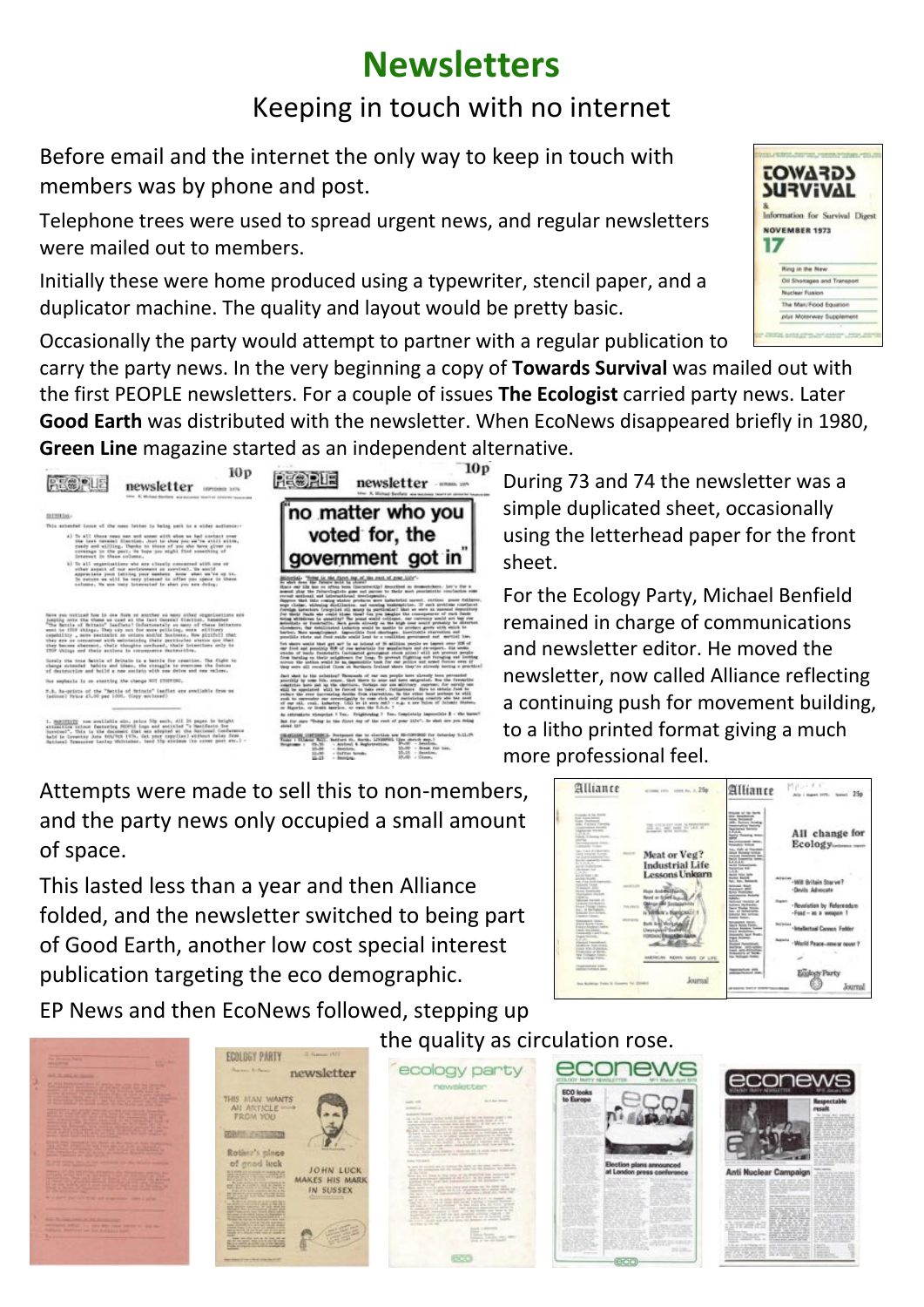# Newsletters

## Keeping in touch with no internet

Before email and the internet the only way to keep in touch with members was by phone and post.

Telephone trees were used to spread urgent news, and regular newsletters were mailed out to members.

Initially these were home produced using a typewriter, stencil paper, and a duplicator machine. The quality and layout would be pretty basic.

Occasionally the party would attempt to partner with a regular publication to carry the party news. In the very beginning a copy of **Towards Survival** was mailed out with the first PEOPLE newsletters. For a couple of issues **The Ecologist** carried party news. Later **Good Earth** was distributed with the newsletter. When EcoNews disappeared briefly in 1980, **Green Line** magazine started as an independent alternative.

During 73 and 74 the newsletter was a simple duplicated sheet, occasionally using the letterhead paper for the front sheet.

For the Ecology Party, Michael Benfield remained in charge of communications and newsletter editor. He moved the newsletter, now called Alliance reflecting a continuing push for movement building, to a litho printed format giving a much more professional feel.

Attempts were made to sell this to non-members, and the party news only occupied a small amount of space.

This lasted less than a year and then Alliance folded, and the newsletter switched to being part of Good Earth, another low cost special interest publication targeting the eco demographic.

EP News and then EcoNews followed, stepping up the quality as circulation rose.